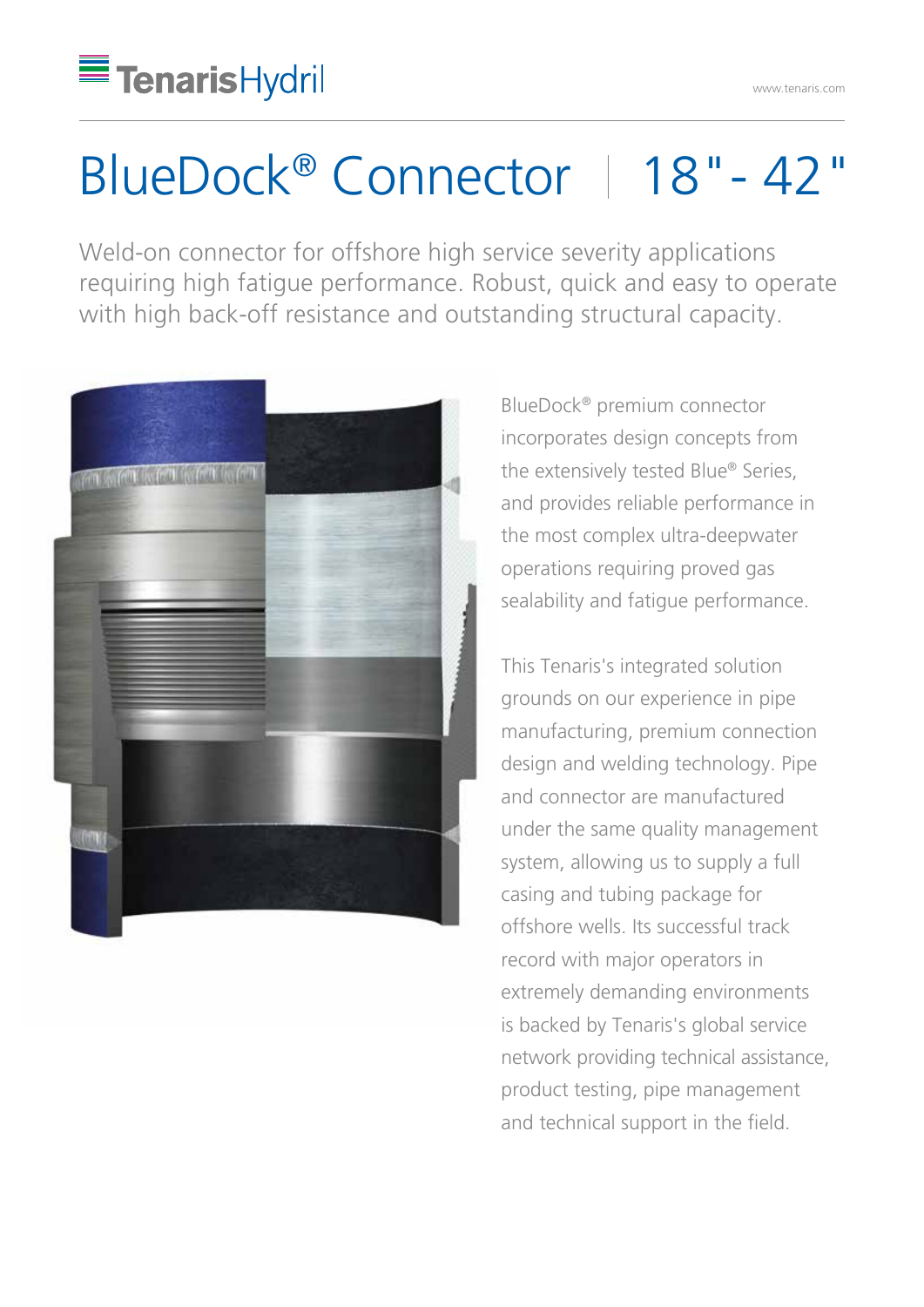TenarisHydril

# BlueDock® Connector | 18" - 42"

Weld-on connector for offshore high service severity applications requiring high fatigue performance. Robust, quick and easy to operate with high back-off resistance and outstanding structural capacity.

BlueDock® premium connector incorporates design concepts from the extensively tested Blue® Series, and provides reliable performance in the most complex ultra-deepwater operations requiring proved gas sealability and fatigue performance.

This Tenaris's integrated solution grounds on our experience in pipe manufacturing, premium connection design and welding technology. Pipe and connector are manufactured under the same quality management system, allowing us to supply a full casing and tubing package for offshore wells. Its successful track record with major operators in extremely demanding environments is backed by Tenaris's global service network providing technical assistance, product testing, pipe management and technical support in the field.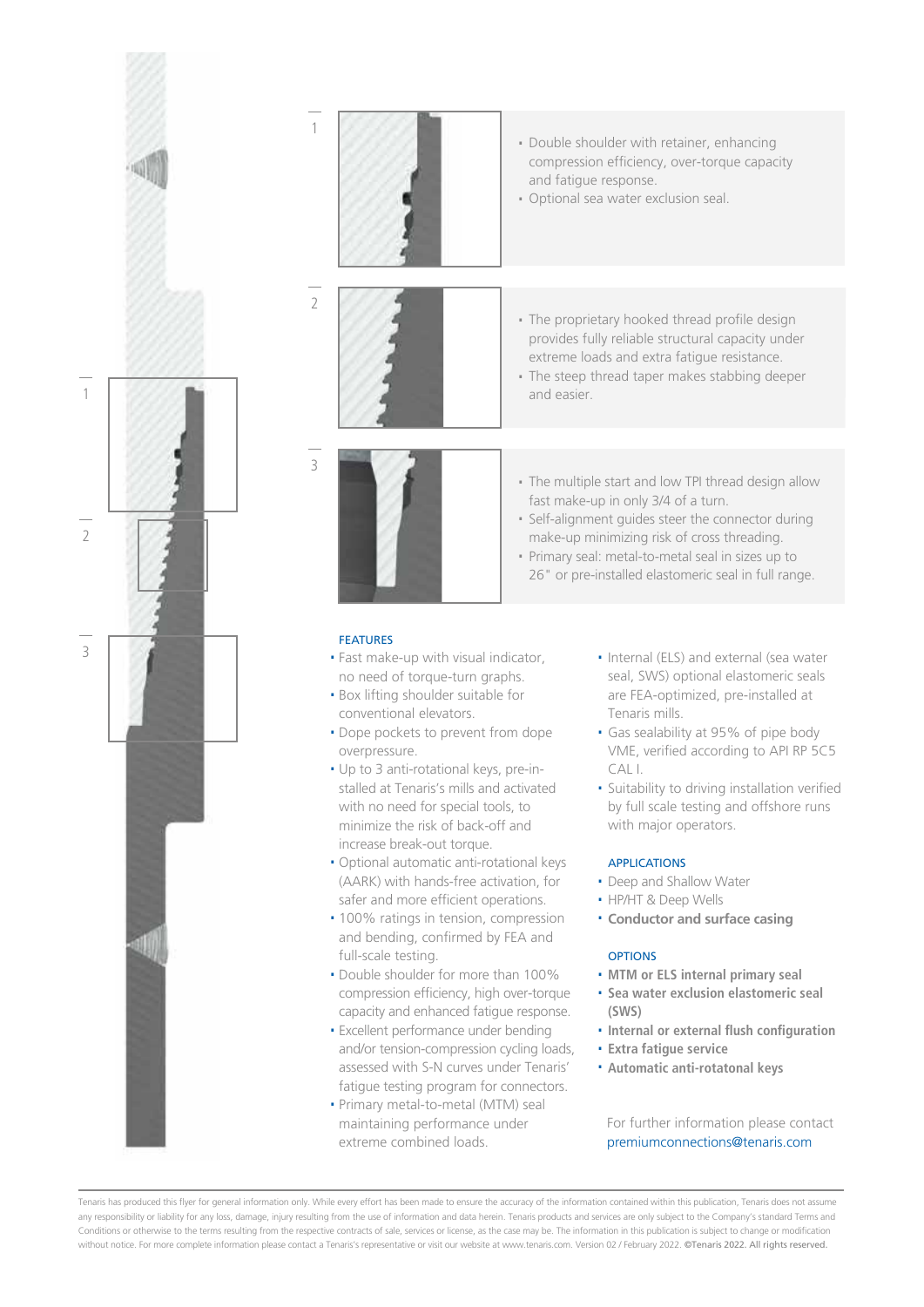1

- Double shoulder with retainer, enhancing compression efficiency, over-torque capacity and fatigue response.
- Optional sea water exclusion seal.

2

- The proprietary hooked thread profile design provides fully reliable structural capacity under extreme loads and extra fatigue resistance.
- The steep thread taper makes stabbing deeper and easier.

3

- The multiple start and low TPI thread design allow fast make-up in only 3/4 of a turn.
- Self-alignment guides steer the connector during make-up minimizing risk of cross threading.
- Primary seal: metal-to-metal seal in sizes up to 26" or pre-installed elastomeric seal in full range.

## FEATURES

- Fast make-up with visual indicator, no need of torque-turn graphs.
- Box lifting shoulder suitable for conventional elevators.
- Dope pockets to prevent from dope overpressure.
- Up to 3 anti-rotational keys, pre-installed at Tenaris's mills and activated with no need for special tools, to minimize the risk of back-off and increase break-out torque.
- Optional automatic anti-rotational keys (AARK) with hands-free activation, for safer and more efficient operations.
- 100% ratings in tension, compression and bending, confirmed by FEA and full-scale testing.
- Double shoulder for more than 100% compression efficiency, high over-torque capacity and enhanced fatigue response.
- Excellent performance under bending and/or tension-compression cycling loads, assessed with S-N curves under Tenaris' fatigue testing program for connectors.
- Primary metal-to-metal (MTM) seal maintaining performance under extreme combined loads.
- Internal (ELS) and external (sea water seal, SWS) optional elastomeric seals are FEA-optimized, pre-installed at Tenaris mills.
- Gas sealability at 95% of pipe body VME, verified according to API RP 5C5 CAL I.
- Suitability to driving installation verified by full scale testing and offshore runs with major operators.

## APPLICATIONS

- Deep and Shallow Water
- HP/HT & Deep Wells
- **Conductor and surface casing**

## OPTIONS

- **MTM or ELS internal primary seal**
- **Sea water exclusion elastomeric seal (SWS)**
- **Internal or external flush configuration**
- **Extra fatigue service**
- **Automatic anti-rotatonal keys**

For further information please contact premiumconnections@tenaris.com

Tenaris has produced this flyer for general information only. While every effort has been made to ensure the accuracy of the information contained within this publication, Tenaris does not assume any responsibility or liability for any loss, damage, injury resulting from the use of information and data herein. Tenaris products and services are only subject to the Company's standard Terms and Conditions or otherwise to the terms resulting from the respective contracts of sale, services or license, as the case may be. The information in this publication is subject to change or modification without notice. For more complete information please contact a Tenaris's representative or visit our website at www.tenaris.com. Version 02 / February 2022. **©Tenaris 2022. All rights reserved.**